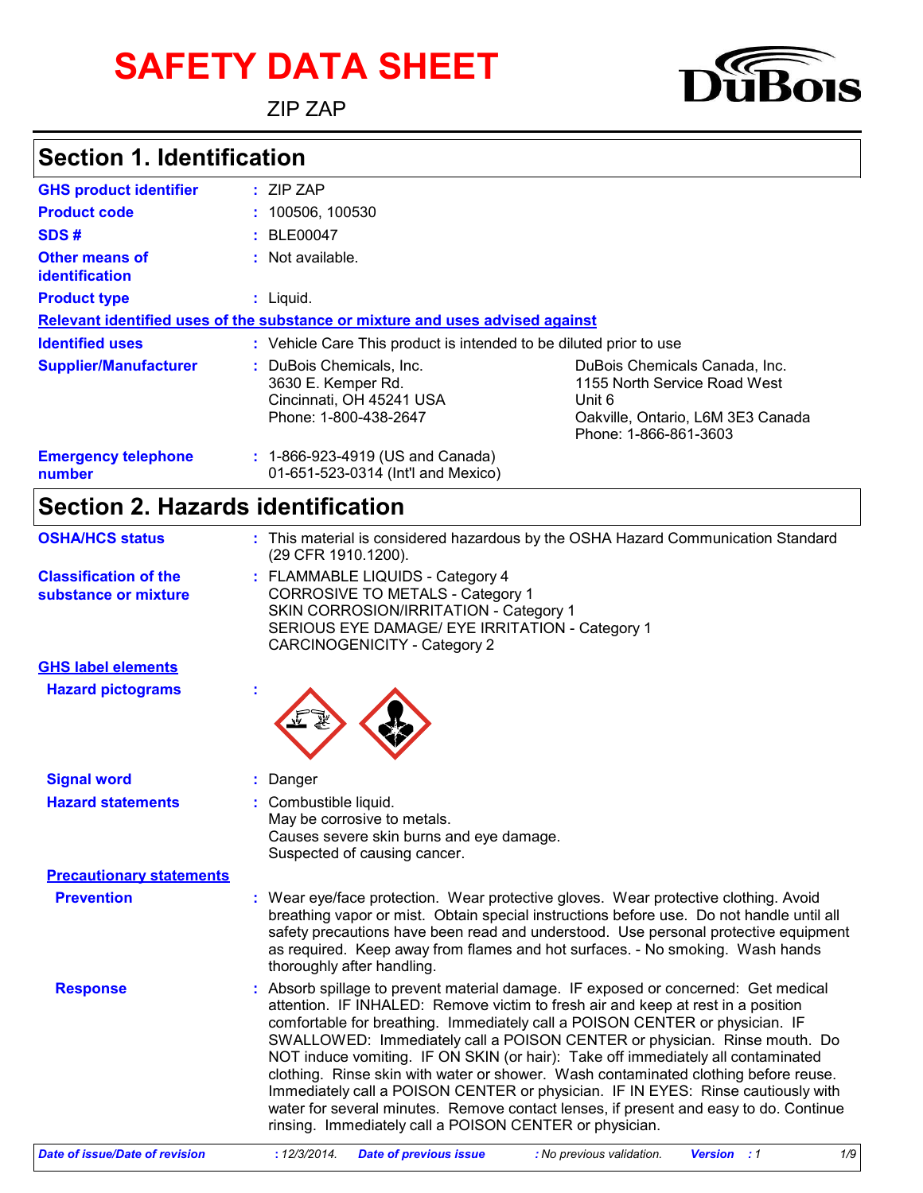# SAFETY DATA SHEET

ZIP ZAP

DuBois

## Section 1. Identification

| | |
|---|---|
| **GHS product identifier** | : ZIP ZAP |
| **Product code** | : 100506, 100530 |
| **SDS #** | : BLE00047 |
| **Other means of identification** | : Not available. |
| **Product type** | : Liquid. |

**Relevant identified uses of the substance or mixture and uses advised against**

| | |
|---|---|
| **Identified uses** | : Vehicle Care This product is intended to be diluted prior to use |
| **Supplier/Manufacturer** | : DuBois Chemicals, Inc.<br>3630 E. Kemper Rd.<br>Cincinnati, OH 45241 USA<br>Phone: 1-800-438-2647<br><br>DuBois Chemicals Canada, Inc.<br>1155 North Service Road West<br>Unit 6<br>Oakville, Ontario, L6M 3E3 Canada<br>Phone: 1-866-861-3603 |
| **Emergency telephone number** | : 1-866-923-4919 (US and Canada)<br>01-651-523-0314 (Int'l and Mexico) |

## Section 2. Hazards identification

| | |
|---|---|
| **OSHA/HCS status** | : This material is considered hazardous by the OSHA Hazard Communication Standard (29 CFR 1910.1200). |
| **Classification of the substance or mixture** | : FLAMMABLE LIQUIDS - Category 4<br>CORROSIVE TO METALS - Category 1<br>SKIN CORROSION/IRRITATION - Category 1<br>SERIOUS EYE DAMAGE/ EYE IRRITATION - Category 1<br>CARCINOGENICITY - Category 2 |

**GHS label elements**

| | |
|---|---|
| **Hazard pictograms** | : |
| **Signal word** | : Danger |
| **Hazard statements** | : Combustible liquid.<br>May be corrosive to metals.<br>Causes severe skin burns and eye damage.<br>Suspected of causing cancer. |

**Precautionary statements**

| | |
|---|---|
| **Prevention** | : Wear eye/face protection. Wear protective gloves. Wear protective clothing. Avoid breathing vapor or mist. Obtain special instructions before use. Do not handle until all safety precautions have been read and understood. Use personal protective equipment as required. Keep away from flames and hot surfaces. - No smoking. Wash hands thoroughly after handling. |
| **Response** | : Absorb spillage to prevent material damage. IF exposed or concerned: Get medical attention. IF INHALED: Remove victim to fresh air and keep at rest in a position comfortable for breathing. Immediately call a POISON CENTER or physician. IF SWALLOWED: Immediately call a POISON CENTER or physician. Rinse mouth. Do NOT induce vomiting. IF ON SKIN (or hair): Take off immediately all contaminated clothing. Rinse skin with water or shower. Wash contaminated clothing before reuse. Immediately call a POISON CENTER or physician. IF IN EYES: Rinse cautiously with water for several minutes. Remove contact lenses, if present and easy to do. Continue rinsing. Immediately call a POISON CENTER or physician. |

*Date of issue/Date of revision : 12/3/2014. Date of previous issue : No previous validation. Version : 1*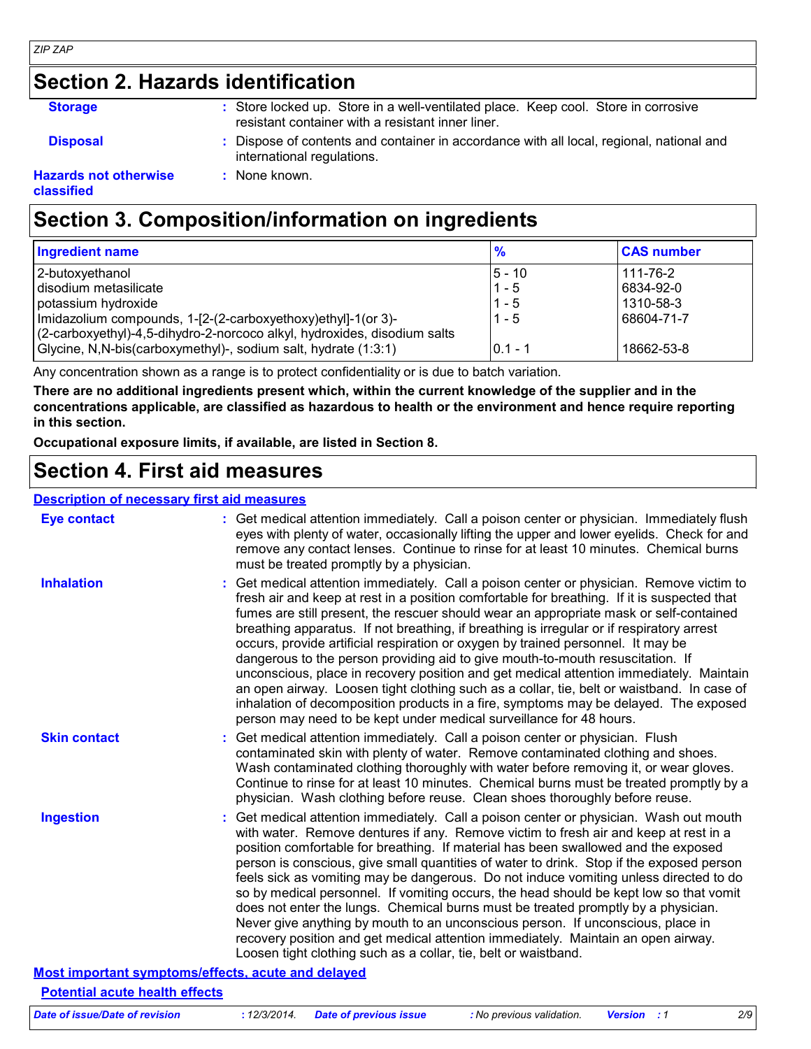## Section 2. Hazards identification

**Storage** : Store locked up. Store in a well-ventilated place. Keep cool. Store in corrosive resistant container with a resistant inner liner.

**Disposal** : Dispose of contents and container in accordance with all local, regional, national and international regulations.

**Hazards not otherwise classified** : None known.

## Section 3. Composition/information on ingredients

| Ingredient name | % | CAS number |
|---|---|---|
| 2-butoxyethanol | 5 - 10 | 111-76-2 |
| disodium metasilicate | 1 - 5 | 6834-92-0 |
| potassium hydroxide | 1 - 5 | 1310-58-3 |
| Imidazolium compounds, 1-[2-(2-carboxyethoxy)ethyl]-1(or 3)-(2-carboxyethyl)-4,5-dihydro-2-norcoco alkyl, hydroxides, disodium salts | 1 - 5 | 68604-71-7 |
| Glycine, N,N-bis(carboxymethyl)-, sodium salt, hydrate (1:3:1) | 0.1 - 1 | 18662-53-8 |

Any concentration shown as a range is to protect confidentiality or is due to batch variation.

**There are no additional ingredients present which, within the current knowledge of the supplier and in the concentrations applicable, are classified as hazardous to health or the environment and hence require reporting in this section.**

**Occupational exposure limits, if available, are listed in Section 8.**

## Section 4. First aid measures

### Description of necessary first aid measures

**Eye contact** : Get medical attention immediately. Call a poison center or physician. Immediately flush eyes with plenty of water, occasionally lifting the upper and lower eyelids. Check for and remove any contact lenses. Continue to rinse for at least 10 minutes. Chemical burns must be treated promptly by a physician.

**Inhalation** : Get medical attention immediately. Call a poison center or physician. Remove victim to fresh air and keep at rest in a position comfortable for breathing. If it is suspected that fumes are still present, the rescuer should wear an appropriate mask or self-contained breathing apparatus. If not breathing, if breathing is irregular or if respiratory arrest occurs, provide artificial respiration or oxygen by trained personnel. It may be dangerous to the person providing aid to give mouth-to-mouth resuscitation. If unconscious, place in recovery position and get medical attention immediately. Maintain an open airway. Loosen tight clothing such as a collar, tie, belt or waistband. In case of inhalation of decomposition products in a fire, symptoms may be delayed. The exposed person may need to be kept under medical surveillance for 48 hours.

**Skin contact** : Get medical attention immediately. Call a poison center or physician. Flush contaminated skin with plenty of water. Remove contaminated clothing and shoes. Wash contaminated clothing thoroughly with water before removing it, or wear gloves. Continue to rinse for at least 10 minutes. Chemical burns must be treated promptly by a physician. Wash clothing before reuse. Clean shoes thoroughly before reuse.

**Ingestion** : Get medical attention immediately. Call a poison center or physician. Wash out mouth with water. Remove dentures if any. Remove victim to fresh air and keep at rest in a position comfortable for breathing. If material has been swallowed and the exposed person is conscious, give small quantities of water to drink. Stop if the exposed person feels sick as vomiting may be dangerous. Do not induce vomiting unless directed to do so by medical personnel. If vomiting occurs, the head should be kept low so that vomit does not enter the lungs. Chemical burns must be treated promptly by a physician. Never give anything by mouth to an unconscious person. If unconscious, place in recovery position and get medical attention immediately. Maintain an open airway. Loosen tight clothing such as a collar, tie, belt or waistband.

### Most important symptoms/effects, acute and delayed

#### Potential acute health effects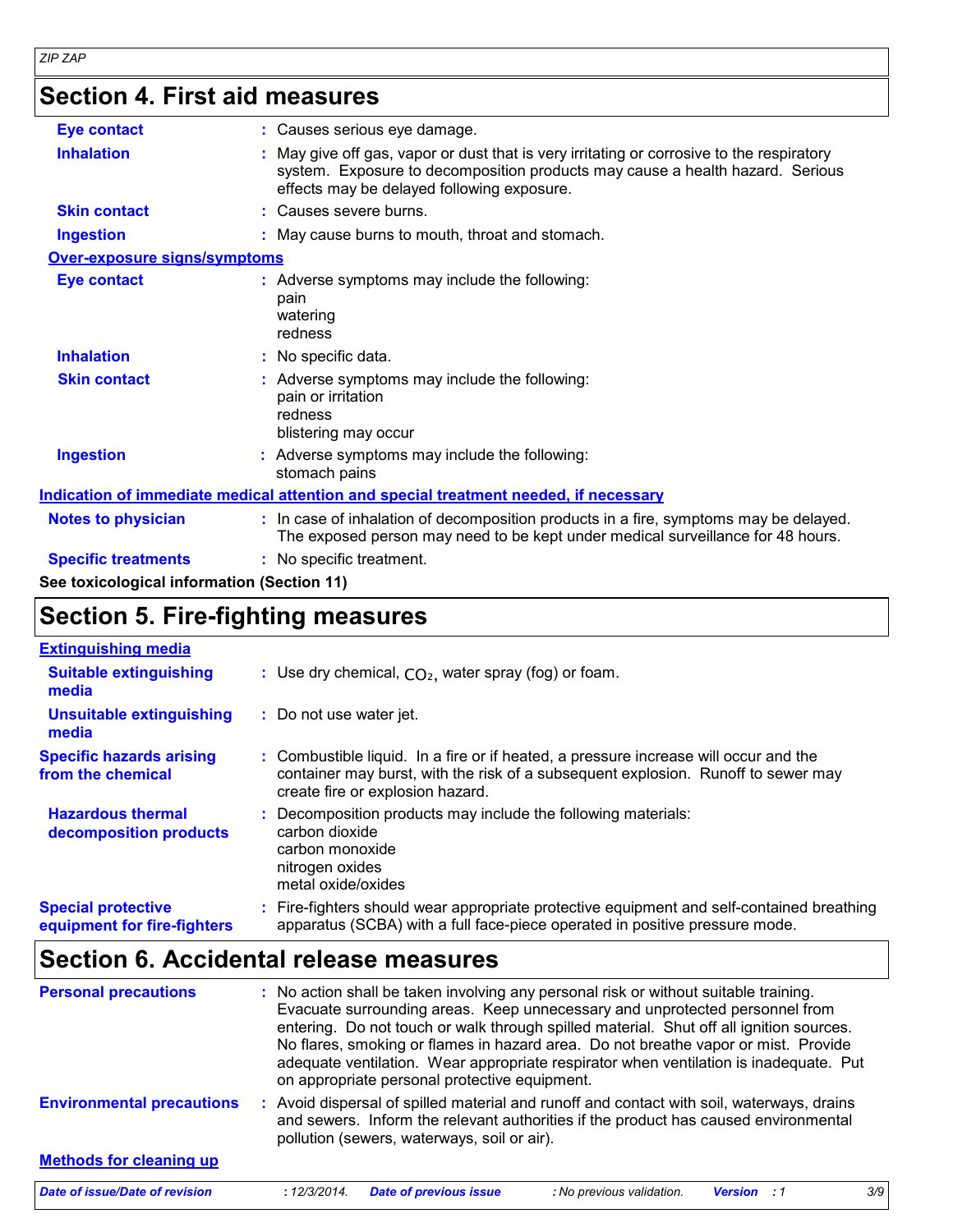## Section 4. First aid measures

**Eye contact** : Causes serious eye damage.

**Inhalation** : May give off gas, vapor or dust that is very irritating or corrosive to the respiratory system. Exposure to decomposition products may cause a health hazard. Serious effects may be delayed following exposure.

**Skin contact** : Causes severe burns.

**Ingestion** : May cause burns to mouth, throat and stomach.

### Over-exposure signs/symptoms

**Eye contact** : Adverse symptoms may include the following:
pain
watering
redness

**Inhalation** : No specific data.

**Skin contact** : Adverse symptoms may include the following:
pain or irritation
redness
blistering may occur

**Ingestion** : Adverse symptoms may include the following:
stomach pains

### Indication of immediate medical attention and special treatment needed, if necessary

**Notes to physician** : In case of inhalation of decomposition products in a fire, symptoms may be delayed. The exposed person may need to be kept under medical surveillance for 48 hours.

**Specific treatments** : No specific treatment.

**See toxicological information (Section 11)**

## Section 5. Fire-fighting measures

### Extinguishing media

**Suitable extinguishing media** : Use dry chemical, $CO_2$, water spray (fog) or foam.

**Unsuitable extinguishing media** : Do not use water jet.

**Specific hazards arising from the chemical** : Combustible liquid. In a fire or if heated, a pressure increase will occur and the container may burst, with the risk of a subsequent explosion. Runoff to sewer may create fire or explosion hazard.

**Hazardous thermal decomposition products** : Decomposition products may include the following materials:
carbon dioxide
carbon monoxide
nitrogen oxides
metal oxide/oxides

**Special protective equipment for fire-fighters** : Fire-fighters should wear appropriate protective equipment and self-contained breathing apparatus (SCBA) with a full face-piece operated in positive pressure mode.

## Section 6. Accidental release measures

**Personal precautions** : No action shall be taken involving any personal risk or without suitable training. Evacuate surrounding areas. Keep unnecessary and unprotected personnel from entering. Do not touch or walk through spilled material. Shut off all ignition sources. No flares, smoking or flames in hazard area. Do not breathe vapor or mist. Provide adequate ventilation. Wear appropriate respirator when ventilation is inadequate. Put on appropriate personal protective equipment.

**Environmental precautions** : Avoid dispersal of spilled material and runoff and contact with soil, waterways, drains and sewers. Inform the relevant authorities if the product has caused environmental pollution (sewers, waterways, soil or air).

### Methods for cleaning up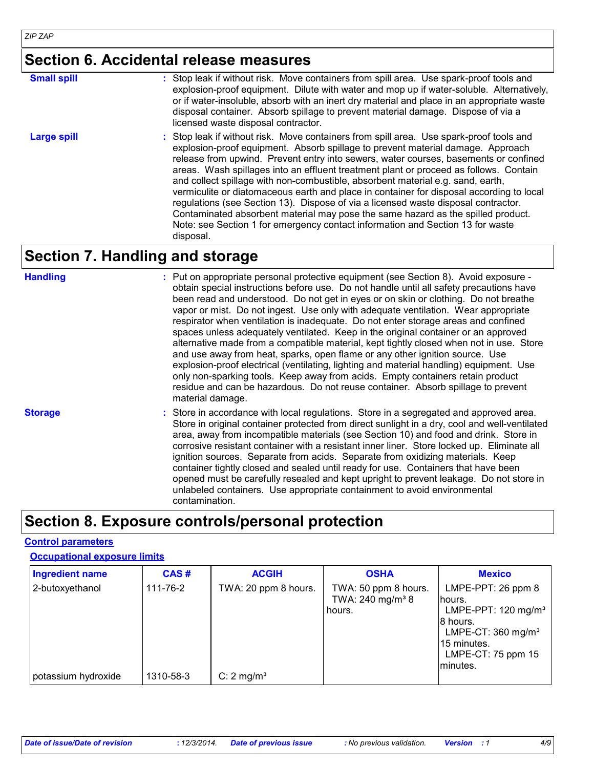## Section 6. Accidental release measures

**Small spill** : Stop leak if without risk. Move containers from spill area. Use spark-proof tools and explosion-proof equipment. Dilute with water and mop up if water-soluble. Alternatively, or if water-insoluble, absorb with an inert dry material and place in an appropriate waste disposal container. Absorb spillage to prevent material damage. Dispose of via a licensed waste disposal contractor.

**Large spill** : Stop leak if without risk. Move containers from spill area. Use spark-proof tools and explosion-proof equipment. Absorb spillage to prevent material damage. Approach release from upwind. Prevent entry into sewers, water courses, basements or confined areas. Wash spillages into an effluent treatment plant or proceed as follows. Contain and collect spillage with non-combustible, absorbent material e.g. sand, earth, vermiculite or diatomaceous earth and place in container for disposal according to local regulations (see Section 13). Dispose of via a licensed waste disposal contractor. Contaminated absorbent material may pose the same hazard as the spilled product. Note: see Section 1 for emergency contact information and Section 13 for waste disposal.

## Section 7. Handling and storage

**Handling** : Put on appropriate personal protective equipment (see Section 8). Avoid exposure - obtain special instructions before use. Do not handle until all safety precautions have been read and understood. Do not get in eyes or on skin or clothing. Do not breathe vapor or mist. Do not ingest. Use only with adequate ventilation. Wear appropriate respirator when ventilation is inadequate. Do not enter storage areas and confined spaces unless adequately ventilated. Keep in the original container or an approved alternative made from a compatible material, kept tightly closed when not in use. Store and use away from heat, sparks, open flame or any other ignition source. Use explosion-proof electrical (ventilating, lighting and material handling) equipment. Use only non-sparking tools. Keep away from acids. Empty containers retain product residue and can be hazardous. Do not reuse container. Absorb spillage to prevent material damage.

**Storage** : Store in accordance with local regulations. Store in a segregated and approved area. Store in original container protected from direct sunlight in a dry, cool and well-ventilated area, away from incompatible materials (see Section 10) and food and drink. Store in corrosive resistant container with a resistant inner liner. Store locked up. Eliminate all ignition sources. Separate from acids. Separate from oxidizing materials. Keep container tightly closed and sealed until ready for use. Containers that have been opened must be carefully resealed and kept upright to prevent leakage. Do not store in unlabeled containers. Use appropriate containment to avoid environmental contamination.

## Section 8. Exposure controls/personal protection

### Control parameters

#### Occupational exposure limits

| Ingredient name | CAS # | ACGIH | OSHA | Mexico |
|---|---|---|---|---|
| 2-butoxyethanol | 111-76-2 | TWA: 20 ppm 8 hours. | TWA: 50 ppm 8 hours.<br>TWA: 240 mg/m³ 8 hours. | LMPE-PPT: 26 ppm 8 hours.<br>LMPE-PPT: 120 mg/m³ 8 hours.<br>LMPE-CT: 360 mg/m³ 15 minutes.<br>LMPE-CT: 75 ppm 15 minutes. |
| potassium hydroxide | 1310-58-3 | C: 2 mg/m³ | | |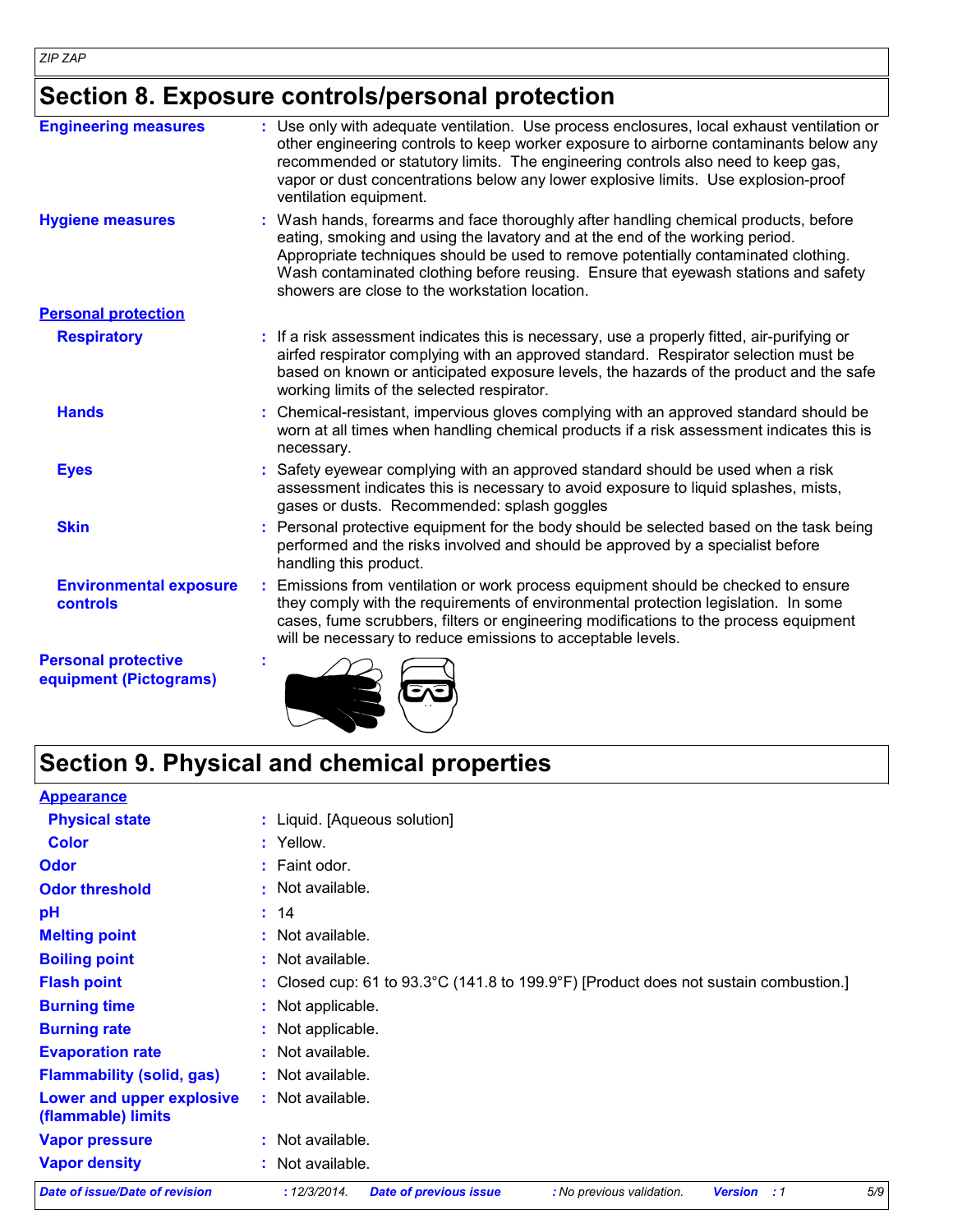## Section 8. Exposure controls/personal protection

**Engineering measures** : Use only with adequate ventilation. Use process enclosures, local exhaust ventilation or other engineering controls to keep worker exposure to airborne contaminants below any recommended or statutory limits. The engineering controls also need to keep gas, vapor or dust concentrations below any lower explosive limits. Use explosion-proof ventilation equipment.

**Hygiene measures** : Wash hands, forearms and face thoroughly after handling chemical products, before eating, smoking and using the lavatory and at the end of the working period. Appropriate techniques should be used to remove potentially contaminated clothing. Wash contaminated clothing before reusing. Ensure that eyewash stations and safety showers are close to the workstation location.

**Personal protection**

**Respiratory** : If a risk assessment indicates this is necessary, use a properly fitted, air-purifying or airfed respirator complying with an approved standard. Respirator selection must be based on known or anticipated exposure levels, the hazards of the product and the safe working limits of the selected respirator.

**Hands** : Chemical-resistant, impervious gloves complying with an approved standard should be worn at all times when handling chemical products if a risk assessment indicates this is necessary.

**Eyes** : Safety eyewear complying with an approved standard should be used when a risk assessment indicates this is necessary to avoid exposure to liquid splashes, mists, gases or dusts. Recommended: splash goggles

**Skin** : Personal protective equipment for the body should be selected based on the task being performed and the risks involved and should be approved by a specialist before handling this product.

**Environmental exposure controls** : Emissions from ventilation or work process equipment should be checked to ensure they comply with the requirements of environmental protection legislation. In some cases, fume scrubbers, filters or engineering modifications to the process equipment will be necessary to reduce emissions to acceptable levels.

**Personal protective equipment (Pictograms)** :

## Section 9. Physical and chemical properties

**Appearance**

| | |
|---|---|
| **Physical state** | Liquid. [Aqueous solution] |
| **Color** | Yellow. |
| **Odor** | Faint odor. |
| **Odor threshold** | Not available. |
| **pH** | 14 |
| **Melting point** | Not available. |
| **Boiling point** | Not available. |
| **Flash point** | Closed cup: 61 to 93.3°C (141.8 to 199.9°F) [Product does not sustain combustion.] |
| **Burning time** | Not applicable. |
| **Burning rate** | Not applicable. |
| **Evaporation rate** | Not available. |
| **Flammability (solid, gas)** | Not available. |
| **Lower and upper explosive (flammable) limits** | Not available. |
| **Vapor pressure** | Not available. |
| **Vapor density** | Not available. |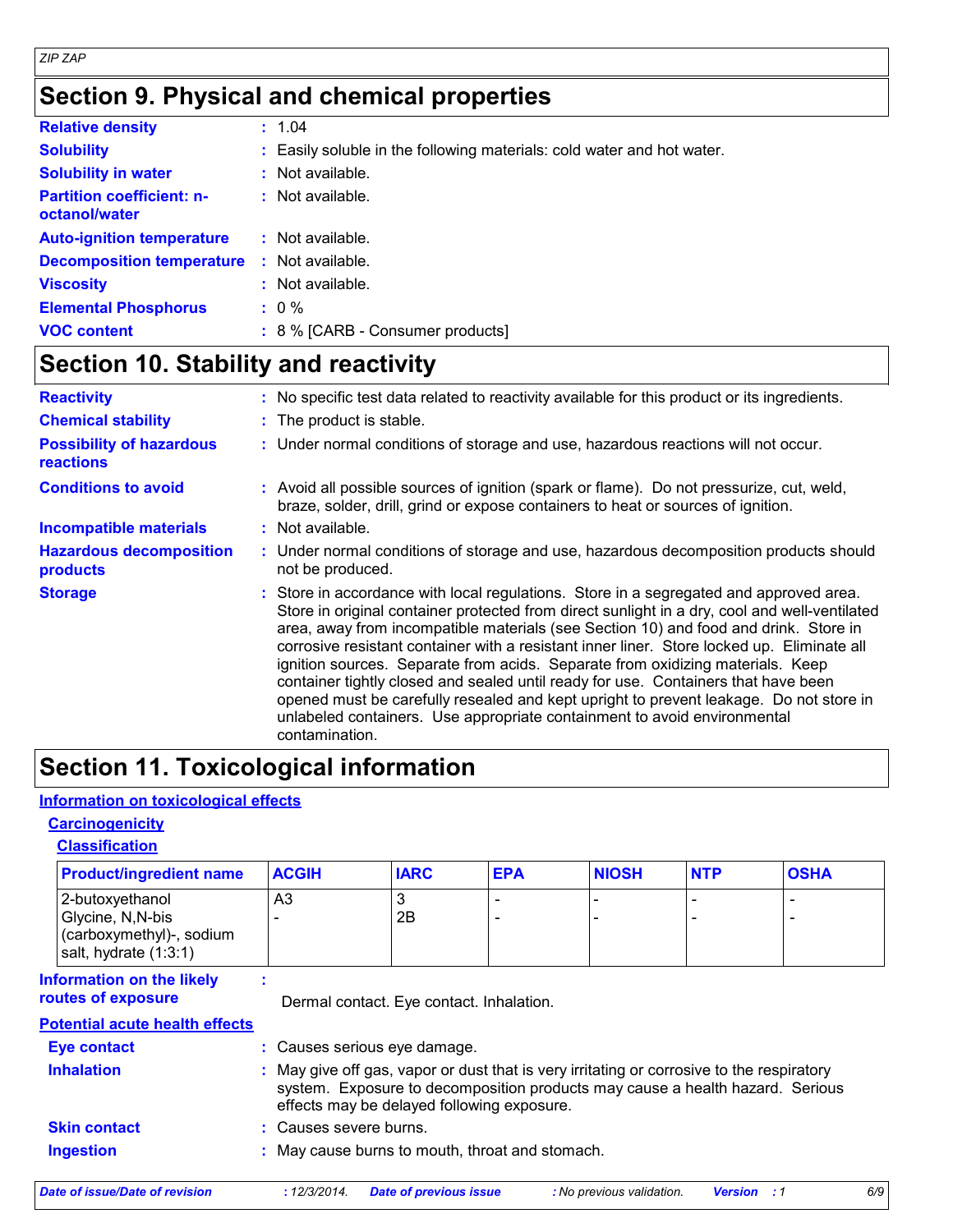## Section 9. Physical and chemical properties

| | |
|---|---|
| **Relative density** | : 1.04 |
| **Solubility** | : Easily soluble in the following materials: cold water and hot water. |
| **Solubility in water** | : Not available. |
| **Partition coefficient: n-octanol/water** | : Not available. |
| **Auto-ignition temperature** | : Not available. |
| **Decomposition temperature** | : Not available. |
| **Viscosity** | : Not available. |
| **Elemental Phosphorus** | : 0 % |
| **VOC content** | : 8 % [CARB - Consumer products] |

## Section 10. Stability and reactivity

| | |
|---|---|
| **Reactivity** | : No specific test data related to reactivity available for this product or its ingredients. |
| **Chemical stability** | : The product is stable. |
| **Possibility of hazardous reactions** | : Under normal conditions of storage and use, hazardous reactions will not occur. |
| **Conditions to avoid** | : Avoid all possible sources of ignition (spark or flame). Do not pressurize, cut, weld, braze, solder, drill, grind or expose containers to heat or sources of ignition. |
| **Incompatible materials** | : Not available. |
| **Hazardous decomposition products** | : Under normal conditions of storage and use, hazardous decomposition products should not be produced. |
| **Storage** | : Store in accordance with local regulations. Store in a segregated and approved area. Store in original container protected from direct sunlight in a dry, cool and well-ventilated area, away from incompatible materials (see Section 10) and food and drink. Store in corrosive resistant container with a resistant inner liner. Store locked up. Eliminate all ignition sources. Separate from acids. Separate from oxidizing materials. Keep container tightly closed and sealed until ready for use. Containers that have been opened must be carefully resealed and kept upright to prevent leakage. Do not store in unlabeled containers. Use appropriate containment to avoid environmental contamination. |

## Section 11. Toxicological information

### Information on toxicological effects

#### Carcinogenicity

##### Classification

| Product/ingredient name | ACGIH | IARC | EPA | NIOSH | NTP | OSHA |
|---|---|---|---|---|---|---|
| 2-butoxyethanol | A3 | 3 | - | - | - | - |
| Glycine, N,N-bis (carboxymethyl)-, sodium salt, hydrate (1:3:1) | - | 2B | - | - | - | - |

| | |
|---|---|
| **Information on the likely routes of exposure** | : Dermal contact. Eye contact. Inhalation. |

### Potential acute health effects

| | |
|---|---|
| **Eye contact** | : Causes serious eye damage. |
| **Inhalation** | : May give off gas, vapor or dust that is very irritating or corrosive to the respiratory system. Exposure to decomposition products may cause a health hazard. Serious effects may be delayed following exposure. |
| **Skin contact** | : Causes severe burns. |
| **Ingestion** | : May cause burns to mouth, throat and stomach. |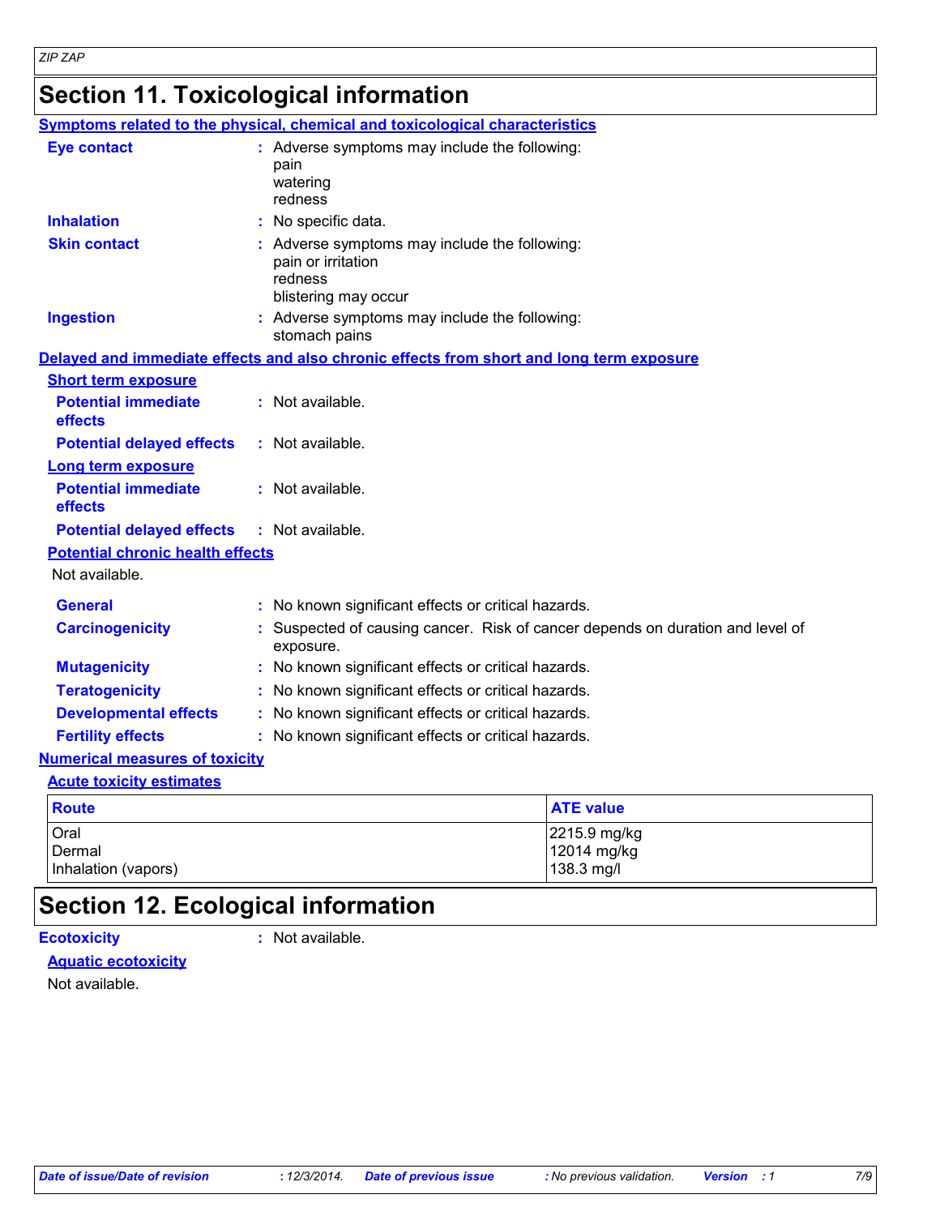# Section 11. Toxicological information

### Symptoms related to the physical, chemical and toxicological characteristics

**Eye contact** : Adverse symptoms may include the following:
pain
watering
redness

**Inhalation** : No specific data.

**Skin contact** : Adverse symptoms may include the following:
pain or irritation
redness
blistering may occur

**Ingestion** : Adverse symptoms may include the following:
stomach pains

### Delayed and immediate effects and also chronic effects from short and long term exposure

#### Short term exposure

**Potential immediate effects** : Not available.

**Potential delayed effects** : Not available.

#### Long term exposure

**Potential immediate effects** : Not available.

**Potential delayed effects** : Not available.

#### Potential chronic health effects

Not available.

**General** : No known significant effects or critical hazards.

**Carcinogenicity** : Suspected of causing cancer. Risk of cancer depends on duration and level of exposure.

**Mutagenicity** : No known significant effects or critical hazards.

**Teratogenicity** : No known significant effects or critical hazards.

**Developmental effects** : No known significant effects or critical hazards.

**Fertility effects** : No known significant effects or critical hazards.

### Numerical measures of toxicity

#### Acute toxicity estimates

| Route | ATE value |
|---|---|
| Oral | 2215.9 mg/kg |
| Dermal | 12014 mg/kg |
| Inhalation (vapors) | 138.3 mg/l |

# Section 12. Ecological information

**Ecotoxicity** : Not available.

#### Aquatic ecotoxicity

Not available.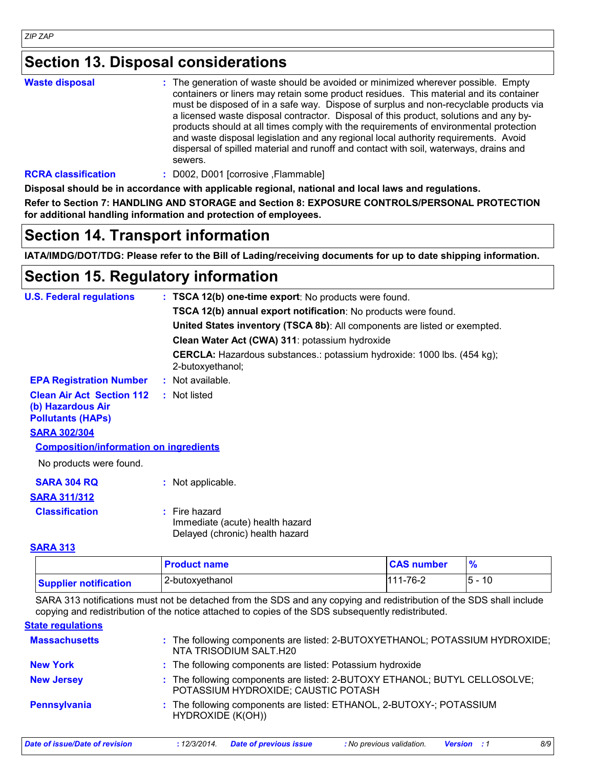## Section 13. Disposal considerations

**Waste disposal** : The generation of waste should be avoided or minimized wherever possible. Empty containers or liners may retain some product residues. This material and its container must be disposed of in a safe way. Dispose of surplus and non-recyclable products via a licensed waste disposal contractor. Disposal of this product, solutions and any by-products should at all times comply with the requirements of environmental protection and waste disposal legislation and any regional local authority requirements. Avoid dispersal of spilled material and runoff and contact with soil, waterways, drains and sewers.

**RCRA classification** : D002, D001 [corrosive ,Flammable]

**Disposal should be in accordance with applicable regional, national and local laws and regulations.**

**Refer to Section 7: HANDLING AND STORAGE and Section 8: EXPOSURE CONTROLS/PERSONAL PROTECTION for additional handling information and protection of employees.**

## Section 14. Transport information

**IATA/IMDG/DOT/TDG: Please refer to the Bill of Lading/receiving documents for up to date shipping information.**

## Section 15. Regulatory information

**U.S. Federal regulations** : **TSCA 12(b) one-time export**: No products were found.

**TSCA 12(b) annual export notification**: No products were found.

**United States inventory (TSCA 8b)**: All components are listed or exempted.

**Clean Water Act (CWA) 311**: potassium hydroxide

**CERCLA:** Hazardous substances.: potassium hydroxide: 1000 lbs. (454 kg); 2-butoxyethanol;

**EPA Registration Number** : Not available.

**Clean Air Act Section 112 (b) Hazardous Air Pollutants (HAPs)** : Not listed

**SARA 302/304**

**Composition/information on ingredients**

No products were found.

**SARA 304 RQ** : Not applicable.

**SARA 311/312**

**Classification** : Fire hazard
Immediate (acute) health hazard
Delayed (chronic) health hazard

**SARA 313**

| | Product name | CAS number | % |
|---|---|---|---|
| Supplier notification | 2-butoxyethanol | 111-76-2 | 5 - 10 |

SARA 313 notifications must not be detached from the SDS and any copying and redistribution of the SDS shall include copying and redistribution of the notice attached to copies of the SDS subsequently redistributed.

**State regulations**

**Massachusetts** : The following components are listed: 2-BUTOXYETHANOL; POTASSIUM HYDROXIDE; NTA TRISODIUM SALT.H20

**New York** : The following components are listed: Potassium hydroxide

**New Jersey** : The following components are listed: 2-BUTOXY ETHANOL; BUTYL CELLOSOLVE; POTASSIUM HYDROXIDE; CAUSTIC POTASH

**Pennsylvania** : The following components are listed: ETHANOL, 2-BUTOXY-; POTASSIUM HYDROXIDE (K(OH))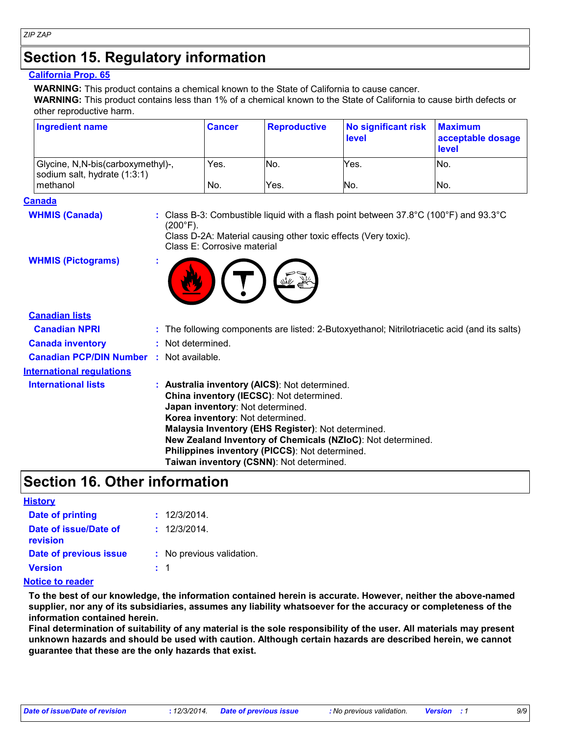# Section 15. Regulatory information

**California Prop. 65**

**WARNING:** This product contains a chemical known to the State of California to cause cancer.
**WARNING:** This product contains less than 1% of a chemical known to the State of California to cause birth defects or other reproductive harm.

| Ingredient name | Cancer | Reproductive | No significant risk level | Maximum acceptable dosage level |
|---|---|---|---|---|
| Glycine, N,N-bis(carboxymethyl)-, sodium salt, hydrate (1:3:1) | Yes. | No. | Yes. | No. |
| methanol | No. | Yes. | No. | No. |

**Canada**

**WHMIS (Canada)** : Class B-3: Combustible liquid with a flash point between 37.8°C (100°F) and 93.3°C (200°F).
Class D-2A: Material causing other toxic effects (Very toxic).
Class E: Corrosive material

**WHMIS (Pictograms)** :

**Canadian lists**

**Canadian NPRI** : The following components are listed: 2-Butoxyethanol; Nitrilotriacetic acid (and its salts)

**Canada inventory** : Not determined.

**Canadian PCP/DIN Number** : Not available.

**International regulations**

**International lists** :
**Australia inventory (AICS)**: Not determined.
**China inventory (IECSC)**: Not determined.
**Japan inventory**: Not determined.
**Korea inventory**: Not determined.
**Malaysia Inventory (EHS Register)**: Not determined.
**New Zealand Inventory of Chemicals (NZIoC)**: Not determined.
**Philippines inventory (PICCS)**: Not determined.
**Taiwan inventory (CSNN)**: Not determined.

# Section 16. Other information

**History**

**Date of printing** : 12/3/2014.

**Date of issue/Date of revision** : 12/3/2014.

**Date of previous issue** : No previous validation.

**Version** : 1

**Notice to reader**

**To the best of our knowledge, the information contained herein is accurate. However, neither the above-named supplier, nor any of its subsidiaries, assumes any liability whatsoever for the accuracy or completeness of the information contained herein.**
**Final determination of suitability of any material is the sole responsibility of the user. All materials may present unknown hazards and should be used with caution. Although certain hazards are described herein, we cannot guarantee that these are the only hazards that exist.**